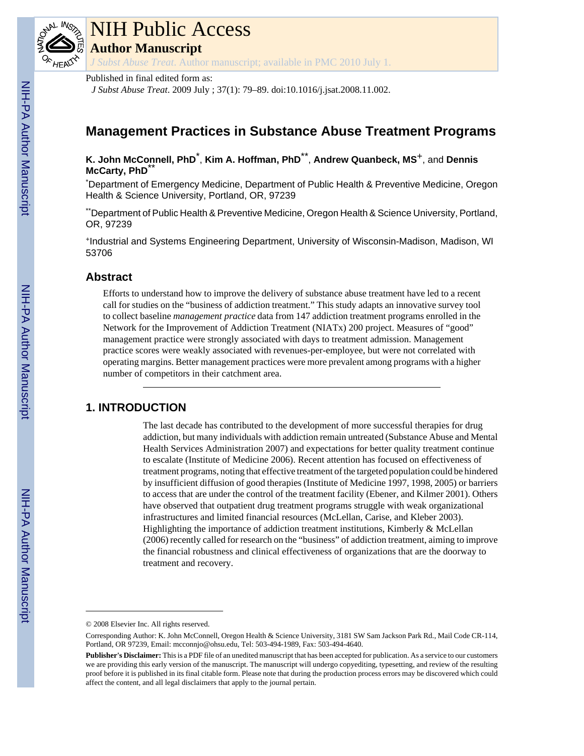# NIH Public Access

## Author Manuscript

*J Subst Abuse Treat*. Author manuscript; available in PMC 2010 July 1.

Published in final edited form as:

*J Subst Abuse Treat*. 2009 July ; 37(1): 79–89. doi:10.1016/j.jsat.2008.11.002.

# Management Practices in Substance Abuse Treatment Programs

**K. John McConnell, PhD**[*], **Kim A. Hoffman, PhD**[**], **Andrew Quanbeck, MS**[+], and **Dennis McCarty, PhD**[**]

[*]Department of Emergency Medicine, Department of Public Health & Preventive Medicine, Oregon Health & Science University, Portland, OR, 97239

[**]Department of Public Health & Preventive Medicine, Oregon Health & Science University, Portland, OR, 97239

[+]Industrial and Systems Engineering Department, University of Wisconsin-Madison, Madison, WI 53706

## Abstract

Efforts to understand how to improve the delivery of substance abuse treatment have led to a recent call for studies on the "business of addiction treatment." This study adapts an innovative survey tool to collect baseline *management practice* data from 147 addiction treatment programs enrolled in the Network for the Improvement of Addiction Treatment (NIATx) 200 project. Measures of "good" management practice were strongly associated with days to treatment admission. Management practice scores were weakly associated with revenues-per-employee, but were not correlated with operating margins. Better management practices were more prevalent among programs with a higher number of competitors in their catchment area.

## 1. INTRODUCTION

The last decade has contributed to the development of more successful therapies for drug addiction, but many individuals with addiction remain untreated (Substance Abuse and Mental Health Services Administration 2007) and expectations for better quality treatment continue to escalate (Institute of Medicine 2006). Recent attention has focused on effectiveness of treatment programs, noting that effective treatment of the targeted population could be hindered by insufficient diffusion of good therapies (Institute of Medicine 1997, 1998, 2005) or barriers to access that are under the control of the treatment facility (Ebener, and Kilmer 2001). Others have observed that outpatient drug treatment programs struggle with weak organizational infrastructures and limited financial resources (McLellan, Carise, and Kleber 2003). Highlighting the importance of addiction treatment institutions, Kimberly & McLellan (2006) recently called for research on the "business" of addiction treatment, aiming to improve the financial robustness and clinical effectiveness of organizations that are the doorway to treatment and recovery.

© 2008 Elsevier Inc. All rights reserved.

Corresponding Author: K. John McConnell, Oregon Health & Science University, 3181 SW Sam Jackson Park Rd., Mail Code CR-114, Portland, OR 97239, Email: mcconnjo@ohsu.edu, Tel: 503-494-1989, Fax: 503-494-4640.

**Publisher's Disclaimer:** This is a PDF file of an unedited manuscript that has been accepted for publication. As a service to our customers we are providing this early version of the manuscript. The manuscript will undergo copyediting, typesetting, and review of the resulting proof before it is published in its final citable form. Please note that during the production process errors may be discovered which could affect the content, and all legal disclaimers that apply to the journal pertain.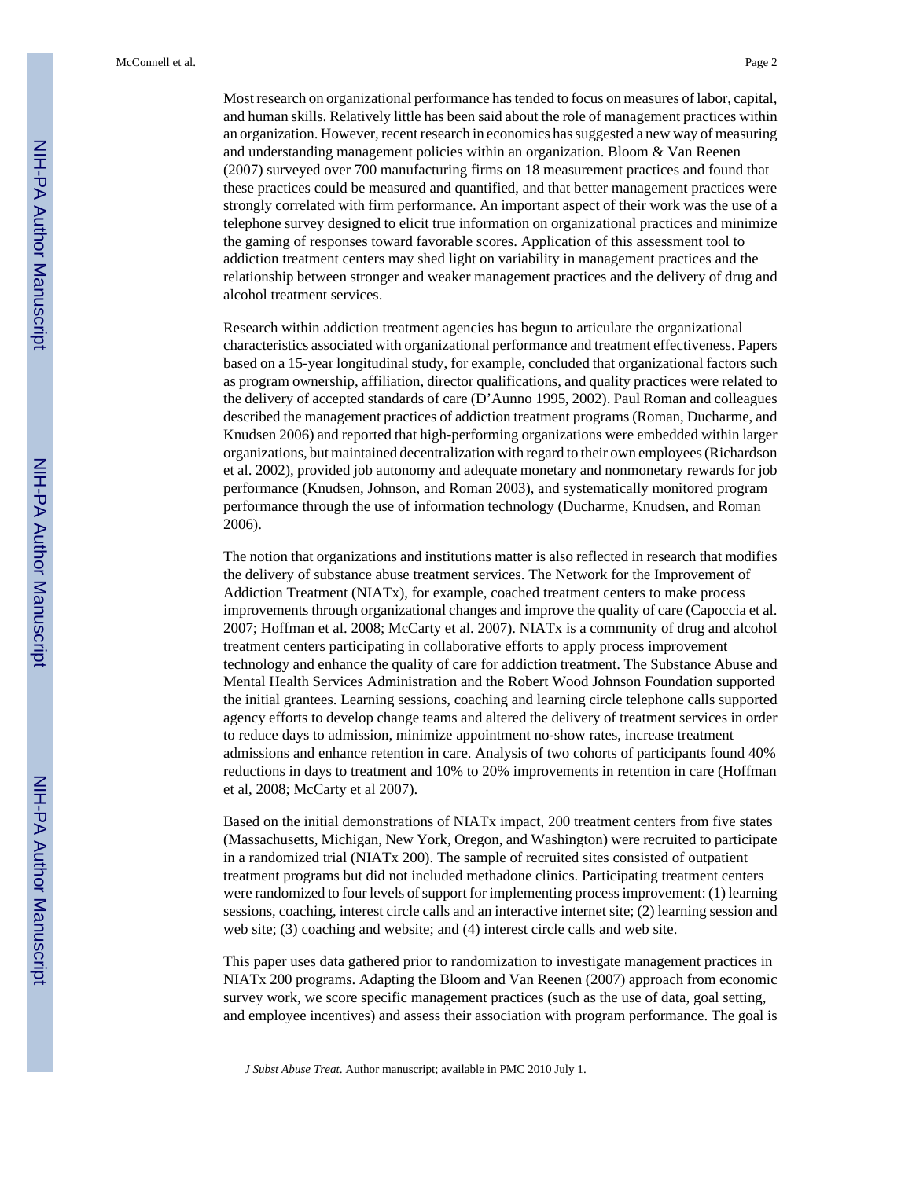Most research on organizational performance has tended to focus on measures of labor, capital, and human skills. Relatively little has been said about the role of management practices within an organization. However, recent research in economics has suggested a new way of measuring and understanding management policies within an organization. Bloom & Van Reenen (2007) surveyed over 700 manufacturing firms on 18 measurement practices and found that these practices could be measured and quantified, and that better management practices were strongly correlated with firm performance. An important aspect of their work was the use of a telephone survey designed to elicit true information on organizational practices and minimize the gaming of responses toward favorable scores. Application of this assessment tool to addiction treatment centers may shed light on variability in management practices and the relationship between stronger and weaker management practices and the delivery of drug and alcohol treatment services.

Research within addiction treatment agencies has begun to articulate the organizational characteristics associated with organizational performance and treatment effectiveness. Papers based on a 15-year longitudinal study, for example, concluded that organizational factors such as program ownership, affiliation, director qualifications, and quality practices were related to the delivery of accepted standards of care (D'Aunno 1995, 2002). Paul Roman and colleagues described the management practices of addiction treatment programs (Roman, Ducharme, and Knudsen 2006) and reported that high-performing organizations were embedded within larger organizations, but maintained decentralization with regard to their own employees (Richardson et al. 2002), provided job autonomy and adequate monetary and nonmonetary rewards for job performance (Knudsen, Johnson, and Roman 2003), and systematically monitored program performance through the use of information technology (Ducharme, Knudsen, and Roman 2006).

The notion that organizations and institutions matter is also reflected in research that modifies the delivery of substance abuse treatment services. The Network for the Improvement of Addiction Treatment (NIATx), for example, coached treatment centers to make process improvements through organizational changes and improve the quality of care (Capoccia et al. 2007; Hoffman et al. 2008; McCarty et al. 2007). NIATx is a community of drug and alcohol treatment centers participating in collaborative efforts to apply process improvement technology and enhance the quality of care for addiction treatment. The Substance Abuse and Mental Health Services Administration and the Robert Wood Johnson Foundation supported the initial grantees. Learning sessions, coaching and learning circle telephone calls supported agency efforts to develop change teams and altered the delivery of treatment services in order to reduce days to admission, minimize appointment no-show rates, increase treatment admissions and enhance retention in care. Analysis of two cohorts of participants found 40% reductions in days to treatment and 10% to 20% improvements in retention in care (Hoffman et al, 2008; McCarty et al 2007).

Based on the initial demonstrations of NIATx impact, 200 treatment centers from five states (Massachusetts, Michigan, New York, Oregon, and Washington) were recruited to participate in a randomized trial (NIATx 200). The sample of recruited sites consisted of outpatient treatment programs but did not included methadone clinics. Participating treatment centers were randomized to four levels of support for implementing process improvement: (1) learning sessions, coaching, interest circle calls and an interactive internet site; (2) learning session and web site; (3) coaching and website; and (4) interest circle calls and web site.

This paper uses data gathered prior to randomization to investigate management practices in NIATx 200 programs. Adapting the Bloom and Van Reenen (2007) approach from economic survey work, we score specific management practices (such as the use of data, goal setting, and employee incentives) and assess their association with program performance. The goal is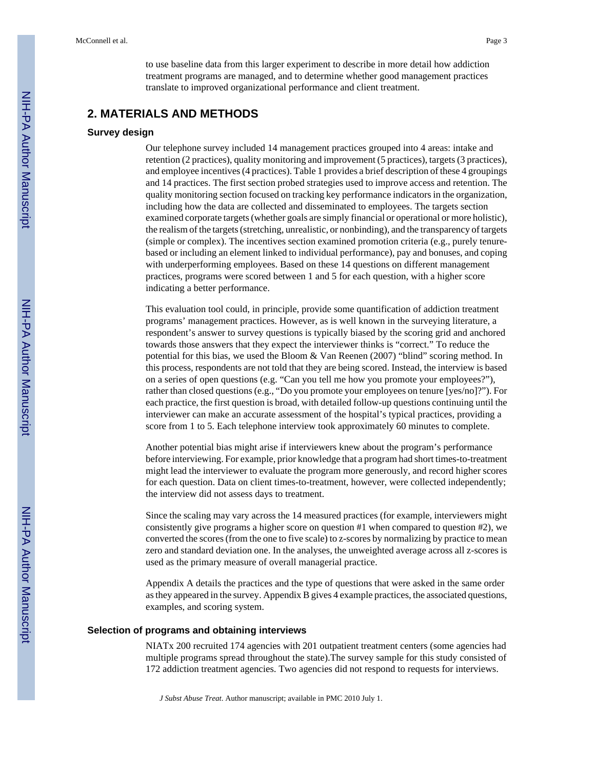to use baseline data from this larger experiment to describe in more detail how addiction treatment programs are managed, and to determine whether good management practices translate to improved organizational performance and client treatment.

## 2. MATERIALS AND METHODS

### Survey design

Our telephone survey included 14 management practices grouped into 4 areas: intake and retention (2 practices), quality monitoring and improvement (5 practices), targets (3 practices), and employee incentives (4 practices). Table 1 provides a brief description of these 4 groupings and 14 practices. The first section probed strategies used to improve access and retention. The quality monitoring section focused on tracking key performance indicators in the organization, including how the data are collected and disseminated to employees. The targets section examined corporate targets (whether goals are simply financial or operational or more holistic), the realism of the targets (stretching, unrealistic, or nonbinding), and the transparency of targets (simple or complex). The incentives section examined promotion criteria (e.g., purely tenure-based or including an element linked to individual performance), pay and bonuses, and coping with underperforming employees. Based on these 14 questions on different management practices, programs were scored between 1 and 5 for each question, with a higher score indicating a better performance.

This evaluation tool could, in principle, provide some quantification of addiction treatment programs' management practices. However, as is well known in the surveying literature, a respondent's answer to survey questions is typically biased by the scoring grid and anchored towards those answers that they expect the interviewer thinks is "correct." To reduce the potential for this bias, we used the Bloom & Van Reenen (2007) "blind" scoring method. In this process, respondents are not told that they are being scored. Instead, the interview is based on a series of open questions (e.g. "Can you tell me how you promote your employees?"), rather than closed questions (e.g., "Do you promote your employees on tenure [yes/no]?"). For each practice, the first question is broad, with detailed follow-up questions continuing until the interviewer can make an accurate assessment of the hospital's typical practices, providing a score from 1 to 5. Each telephone interview took approximately 60 minutes to complete.

Another potential bias might arise if interviewers knew about the program's performance before interviewing. For example, prior knowledge that a program had short times-to-treatment might lead the interviewer to evaluate the program more generously, and record higher scores for each question. Data on client times-to-treatment, however, were collected independently; the interview did not assess days to treatment.

Since the scaling may vary across the 14 measured practices (for example, interviewers might consistently give programs a higher score on question #1 when compared to question #2), we converted the scores (from the one to five scale) to z-scores by normalizing by practice to mean zero and standard deviation one. In the analyses, the unweighted average across all z-scores is used as the primary measure of overall managerial practice.

Appendix A details the practices and the type of questions that were asked in the same order as they appeared in the survey. Appendix B gives 4 example practices, the associated questions, examples, and scoring system.

### Selection of programs and obtaining interviews

NIATx 200 recruited 174 agencies with 201 outpatient treatment centers (some agencies had multiple programs spread throughout the state).The survey sample for this study consisted of 172 addiction treatment agencies. Two agencies did not respond to requests for interviews.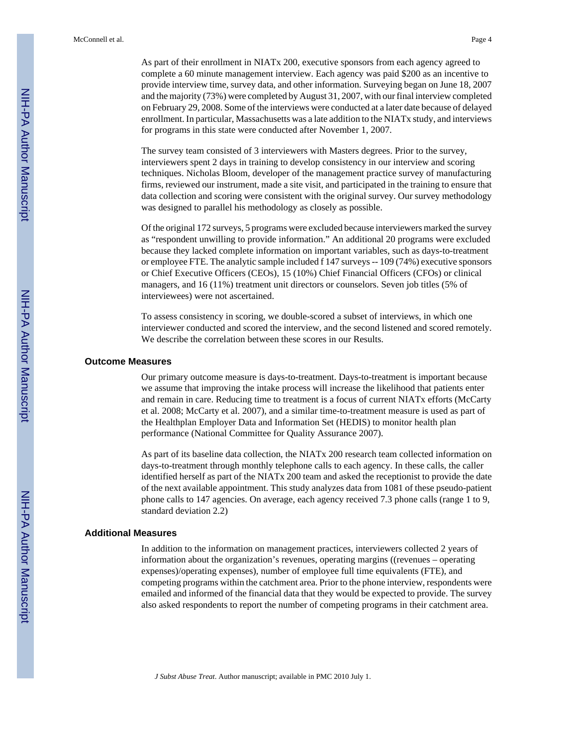As part of their enrollment in NIATx 200, executive sponsors from each agency agreed to complete a 60 minute management interview. Each agency was paid $200 as an incentive to provide interview time, survey data, and other information. Surveying began on June 18, 2007 and the majority (73%) were completed by August 31, 2007, with our final interview completed on February 29, 2008. Some of the interviews were conducted at a later date because of delayed enrollment. In particular, Massachusetts was a late addition to the NIATx study, and interviews for programs in this state were conducted after November 1, 2007.

The survey team consisted of 3 interviewers with Masters degrees. Prior to the survey, interviewers spent 2 days in training to develop consistency in our interview and scoring techniques. Nicholas Bloom, developer of the management practice survey of manufacturing firms, reviewed our instrument, made a site visit, and participated in the training to ensure that data collection and scoring were consistent with the original survey. Our survey methodology was designed to parallel his methodology as closely as possible.

Of the original 172 surveys, 5 programs were excluded because interviewers marked the survey as "respondent unwilling to provide information." An additional 20 programs were excluded because they lacked complete information on important variables, such as days-to-treatment or employee FTE. The analytic sample included f 147 surveys -- 109 (74%) executive sponsors or Chief Executive Officers (CEOs), 15 (10%) Chief Financial Officers (CFOs) or clinical managers, and 16 (11%) treatment unit directors or counselors. Seven job titles (5% of interviewees) were not ascertained.

To assess consistency in scoring, we double-scored a subset of interviews, in which one interviewer conducted and scored the interview, and the second listened and scored remotely. We describe the correlation between these scores in our Results.

## Outcome Measures

Our primary outcome measure is days-to-treatment. Days-to-treatment is important because we assume that improving the intake process will increase the likelihood that patients enter and remain in care. Reducing time to treatment is a focus of current NIATx efforts (McCarty et al. 2008; McCarty et al. 2007), and a similar time-to-treatment measure is used as part of the Healthplan Employer Data and Information Set (HEDIS) to monitor health plan performance (National Committee for Quality Assurance 2007).

As part of its baseline data collection, the NIATx 200 research team collected information on days-to-treatment through monthly telephone calls to each agency. In these calls, the caller identified herself as part of the NIATx 200 team and asked the receptionist to provide the date of the next available appointment. This study analyzes data from 1081 of these pseudo-patient phone calls to 147 agencies. On average, each agency received 7.3 phone calls (range 1 to 9, standard deviation 2.2)

## Additional Measures

In addition to the information on management practices, interviewers collected 2 years of information about the organization's revenues, operating margins ((revenues – operating expenses)/operating expenses), number of employee full time equivalents (FTE), and competing programs within the catchment area. Prior to the phone interview, respondents were emailed and informed of the financial data that they would be expected to provide. The survey also asked respondents to report the number of competing programs in their catchment area.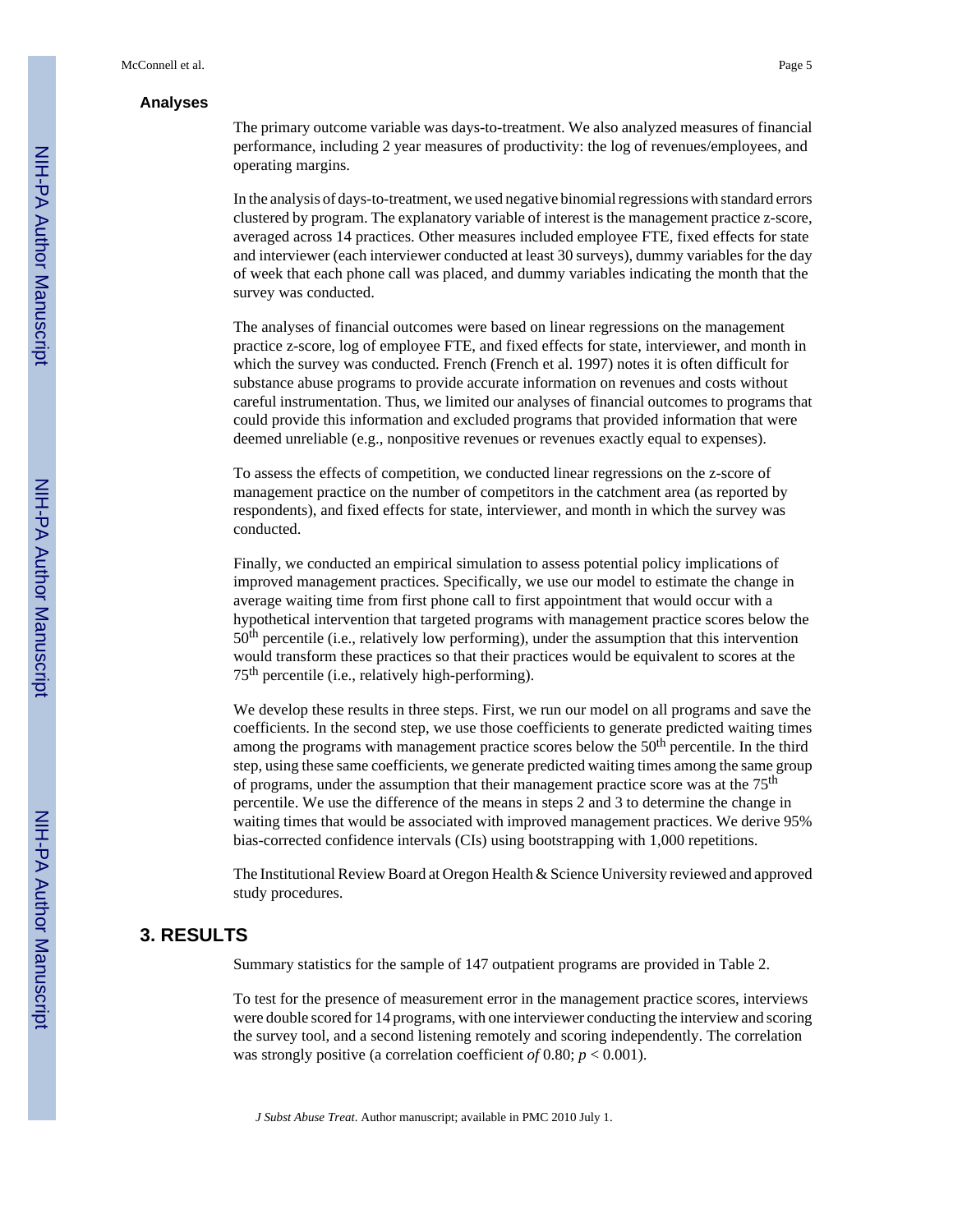### Analyses

The primary outcome variable was days-to-treatment. We also analyzed measures of financial performance, including 2 year measures of productivity: the log of revenues/employees, and operating margins.

In the analysis of days-to-treatment, we used negative binomial regressions with standard errors clustered by program. The explanatory variable of interest is the management practice z-score, averaged across 14 practices. Other measures included employee FTE, fixed effects for state and interviewer (each interviewer conducted at least 30 surveys), dummy variables for the day of week that each phone call was placed, and dummy variables indicating the month that the survey was conducted.

The analyses of financial outcomes were based on linear regressions on the management practice z-score, log of employee FTE, and fixed effects for state, interviewer, and month in which the survey was conducted. French (French et al. 1997) notes it is often difficult for substance abuse programs to provide accurate information on revenues and costs without careful instrumentation. Thus, we limited our analyses of financial outcomes to programs that could provide this information and excluded programs that provided information that were deemed unreliable (e.g., nonpositive revenues or revenues exactly equal to expenses).

To assess the effects of competition, we conducted linear regressions on the z-score of management practice on the number of competitors in the catchment area (as reported by respondents), and fixed effects for state, interviewer, and month in which the survey was conducted.

Finally, we conducted an empirical simulation to assess potential policy implications of improved management practices. Specifically, we use our model to estimate the change in average waiting time from first phone call to first appointment that would occur with a hypothetical intervention that targeted programs with management practice scores below the $50^{th}$ percentile (i.e., relatively low performing), under the assumption that this intervention would transform these practices so that their practices would be equivalent to scores at the $75^{th}$ percentile (i.e., relatively high-performing).

We develop these results in three steps. First, we run our model on all programs and save the coefficients. In the second step, we use those coefficients to generate predicted waiting times among the programs with management practice scores below the $50^{th}$ percentile. In the third step, using these same coefficients, we generate predicted waiting times among the same group of programs, under the assumption that their management practice score was at the $75^{th}$ percentile. We use the difference of the means in steps 2 and 3 to determine the change in waiting times that would be associated with improved management practices. We derive 95% bias-corrected confidence intervals (CIs) using bootstrapping with 1,000 repetitions.

The Institutional Review Board at Oregon Health & Science University reviewed and approved study procedures.

## 3. RESULTS

Summary statistics for the sample of 147 outpatient programs are provided in Table 2.

To test for the presence of measurement error in the management practice scores, interviews were double scored for 14 programs, with one interviewer conducting the interview and scoring the survey tool, and a second listening remotely and scoring independently. The correlation was strongly positive (a correlation coefficient *of* 0.80; $p < 0.001$).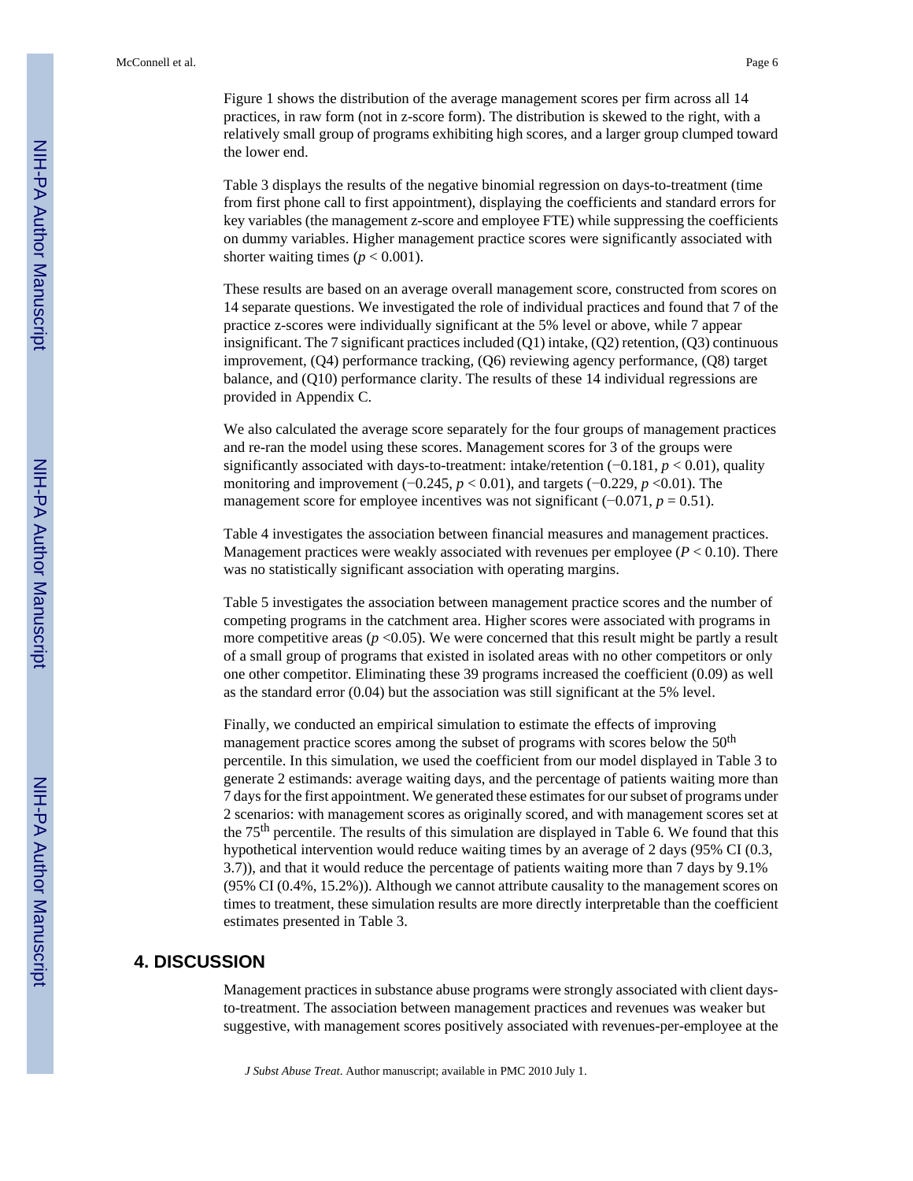Figure 1 shows the distribution of the average management scores per firm across all 14 practices, in raw form (not in z-score form). The distribution is skewed to the right, with a relatively small group of programs exhibiting high scores, and a larger group clumped toward the lower end.

Table 3 displays the results of the negative binomial regression on days-to-treatment (time from first phone call to first appointment), displaying the coefficients and standard errors for key variables (the management z-score and employee FTE) while suppressing the coefficients on dummy variables. Higher management practice scores were significantly associated with shorter waiting times ($p < 0.001$).

These results are based on an average overall management score, constructed from scores on 14 separate questions. We investigated the role of individual practices and found that 7 of the practice z-scores were individually significant at the 5% level or above, while 7 appear insignificant. The 7 significant practices included (Q1) intake, (Q2) retention, (Q3) continuous improvement, (Q4) performance tracking, (Q6) reviewing agency performance, (Q8) target balance, and (Q10) performance clarity. The results of these 14 individual regressions are provided in Appendix C.

We also calculated the average score separately for the four groups of management practices and re-ran the model using these scores. Management scores for 3 of the groups were significantly associated with days-to-treatment: intake/retention (−0.181, $p < 0.01$), quality monitoring and improvement (−0.245, $p < 0.01$), and targets (−0.229, $p < 0.01$). The management score for employee incentives was not significant (−0.071, $p = 0.51$).

Table 4 investigates the association between financial measures and management practices. Management practices were weakly associated with revenues per employee ($P < 0.10$). There was no statistically significant association with operating margins.

Table 5 investigates the association between management practice scores and the number of competing programs in the catchment area. Higher scores were associated with programs in more competitive areas ($p < 0.05$). We were concerned that this result might be partly a result of a small group of programs that existed in isolated areas with no other competitors or only one other competitor. Eliminating these 39 programs increased the coefficient (0.09) as well as the standard error (0.04) but the association was still significant at the 5% level.

Finally, we conducted an empirical simulation to estimate the effects of improving management practice scores among the subset of programs with scores below the 50$^{th}$ percentile. In this simulation, we used the coefficient from our model displayed in Table 3 to generate 2 estimands: average waiting days, and the percentage of patients waiting more than 7 days for the first appointment. We generated these estimates for our subset of programs under 2 scenarios: with management scores as originally scored, and with management scores set at the 75$^{th}$ percentile. The results of this simulation are displayed in Table 6. We found that this hypothetical intervention would reduce waiting times by an average of 2 days (95% CI (0.3, 3.7)), and that it would reduce the percentage of patients waiting more than 7 days by 9.1% (95% CI (0.4%, 15.2%)). Although we cannot attribute causality to the management scores on times to treatment, these simulation results are more directly interpretable than the coefficient estimates presented in Table 3.

## 4. DISCUSSION

Management practices in substance abuse programs were strongly associated with client days-to-treatment. The association between management practices and revenues was weaker but suggestive, with management scores positively associated with revenues-per-employee at the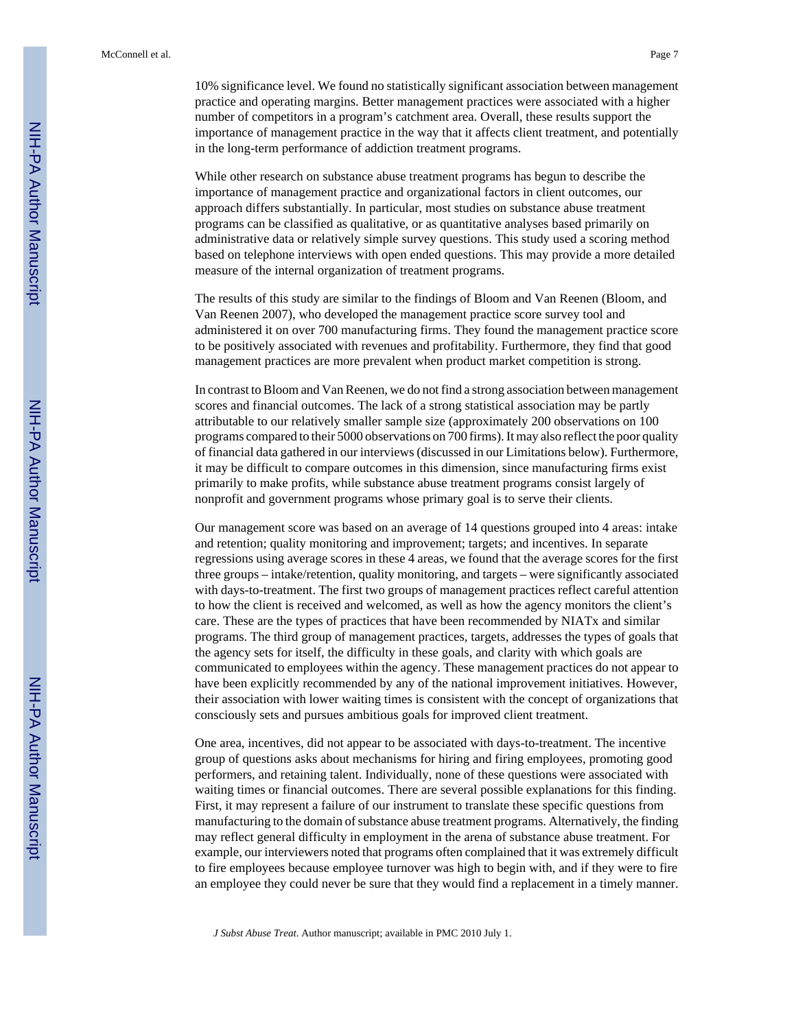10% significance level. We found no statistically significant association between management practice and operating margins. Better management practices were associated with a higher number of competitors in a program's catchment area. Overall, these results support the importance of management practice in the way that it affects client treatment, and potentially in the long-term performance of addiction treatment programs.

While other research on substance abuse treatment programs has begun to describe the importance of management practice and organizational factors in client outcomes, our approach differs substantially. In particular, most studies on substance abuse treatment programs can be classified as qualitative, or as quantitative analyses based primarily on administrative data or relatively simple survey questions. This study used a scoring method based on telephone interviews with open ended questions. This may provide a more detailed measure of the internal organization of treatment programs.

The results of this study are similar to the findings of Bloom and Van Reenen (Bloom, and Van Reenen 2007), who developed the management practice score survey tool and administered it on over 700 manufacturing firms. They found the management practice score to be positively associated with revenues and profitability. Furthermore, they find that good management practices are more prevalent when product market competition is strong.

In contrast to Bloom and Van Reenen, we do not find a strong association between management scores and financial outcomes. The lack of a strong statistical association may be partly attributable to our relatively smaller sample size (approximately 200 observations on 100 programs compared to their 5000 observations on 700 firms). It may also reflect the poor quality of financial data gathered in our interviews (discussed in our Limitations below). Furthermore, it may be difficult to compare outcomes in this dimension, since manufacturing firms exist primarily to make profits, while substance abuse treatment programs consist largely of nonprofit and government programs whose primary goal is to serve their clients.

Our management score was based on an average of 14 questions grouped into 4 areas: intake and retention; quality monitoring and improvement; targets; and incentives. In separate regressions using average scores in these 4 areas, we found that the average scores for the first three groups – intake/retention, quality monitoring, and targets – were significantly associated with days-to-treatment. The first two groups of management practices reflect careful attention to how the client is received and welcomed, as well as how the agency monitors the client's care. These are the types of practices that have been recommended by NIATx and similar programs. The third group of management practices, targets, addresses the types of goals that the agency sets for itself, the difficulty in these goals, and clarity with which goals are communicated to employees within the agency. These management practices do not appear to have been explicitly recommended by any of the national improvement initiatives. However, their association with lower waiting times is consistent with the concept of organizations that consciously sets and pursues ambitious goals for improved client treatment.

One area, incentives, did not appear to be associated with days-to-treatment. The incentive group of questions asks about mechanisms for hiring and firing employees, promoting good performers, and retaining talent. Individually, none of these questions were associated with waiting times or financial outcomes. There are several possible explanations for this finding. First, it may represent a failure of our instrument to translate these specific questions from manufacturing to the domain of substance abuse treatment programs. Alternatively, the finding may reflect general difficulty in employment in the arena of substance abuse treatment. For example, our interviewers noted that programs often complained that it was extremely difficult to fire employees because employee turnover was high to begin with, and if they were to fire an employee they could never be sure that they would find a replacement in a timely manner.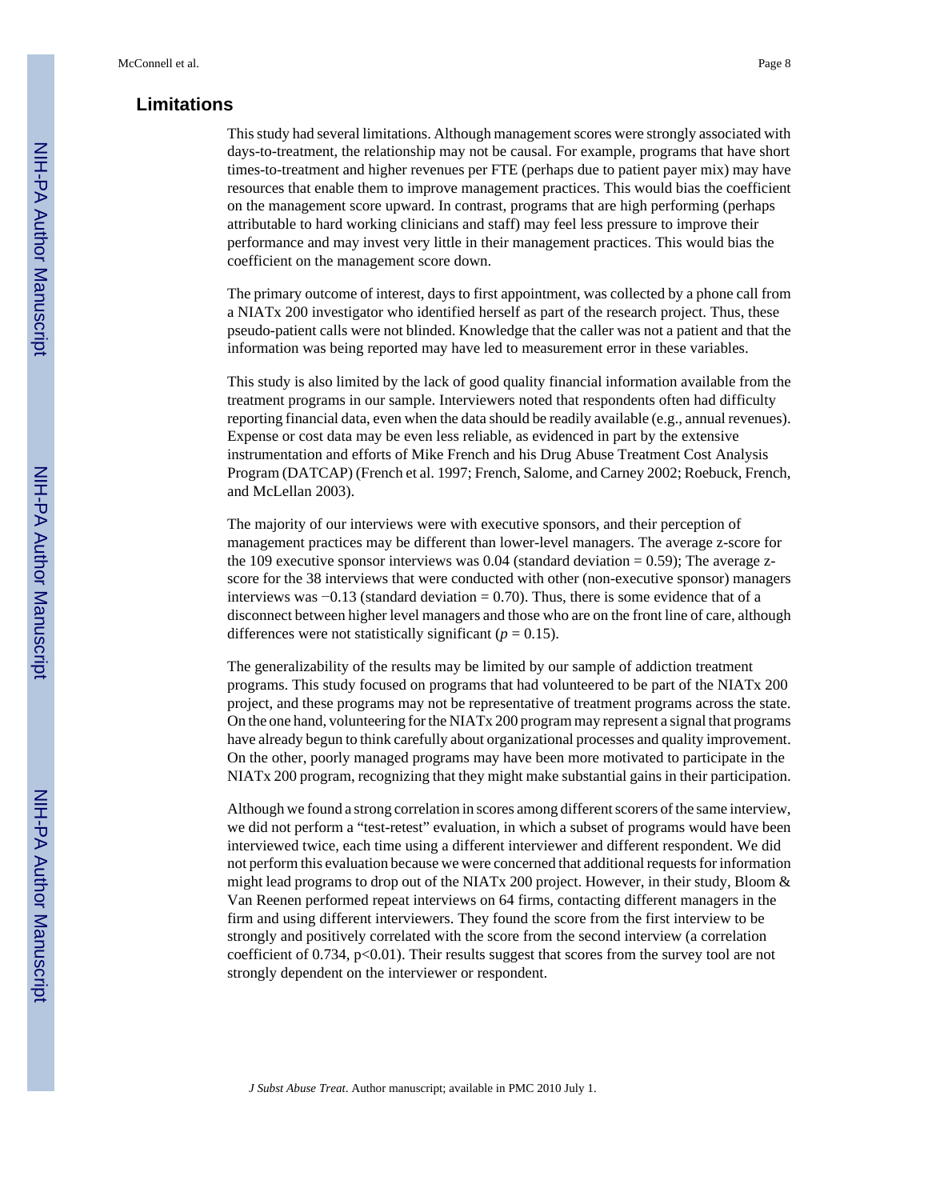## Limitations

This study had several limitations. Although management scores were strongly associated with days-to-treatment, the relationship may not be causal. For example, programs that have short times-to-treatment and higher revenues per FTE (perhaps due to patient payer mix) may have resources that enable them to improve management practices. This would bias the coefficient on the management score upward. In contrast, programs that are high performing (perhaps attributable to hard working clinicians and staff) may feel less pressure to improve their performance and may invest very little in their management practices. This would bias the coefficient on the management score down.

The primary outcome of interest, days to first appointment, was collected by a phone call from a NIATx 200 investigator who identified herself as part of the research project. Thus, these pseudo-patient calls were not blinded. Knowledge that the caller was not a patient and that the information was being reported may have led to measurement error in these variables.

This study is also limited by the lack of good quality financial information available from the treatment programs in our sample. Interviewers noted that respondents often had difficulty reporting financial data, even when the data should be readily available (e.g., annual revenues). Expense or cost data may be even less reliable, as evidenced in part by the extensive instrumentation and efforts of Mike French and his Drug Abuse Treatment Cost Analysis Program (DATCAP) (French et al. 1997; French, Salome, and Carney 2002; Roebuck, French, and McLellan 2003).

The majority of our interviews were with executive sponsors, and their perception of management practices may be different than lower-level managers. The average z-score for the 109 executive sponsor interviews was 0.04 (standard deviation = 0.59); The average z-score for the 38 interviews that were conducted with other (non-executive sponsor) managers interviews was −0.13 (standard deviation = 0.70). Thus, there is some evidence that of a disconnect between higher level managers and those who are on the front line of care, although differences were not statistically significant ($p = 0.15$).

The generalizability of the results may be limited by our sample of addiction treatment programs. This study focused on programs that had volunteered to be part of the NIATx 200 project, and these programs may not be representative of treatment programs across the state. On the one hand, volunteering for the NIATx 200 program may represent a signal that programs have already begun to think carefully about organizational processes and quality improvement. On the other, poorly managed programs may have been more motivated to participate in the NIATx 200 program, recognizing that they might make substantial gains in their participation.

Although we found a strong correlation in scores among different scorers of the same interview, we did not perform a "test-retest" evaluation, in which a subset of programs would have been interviewed twice, each time using a different interviewer and different respondent. We did not perform this evaluation because we were concerned that additional requests for information might lead programs to drop out of the NIATx 200 project. However, in their study, Bloom & Van Reenen performed repeat interviews on 64 firms, contacting different managers in the firm and using different interviewers. They found the score from the first interview to be strongly and positively correlated with the score from the second interview (a correlation coefficient of 0.734, $p<0.01$). Their results suggest that scores from the survey tool are not strongly dependent on the interviewer or respondent.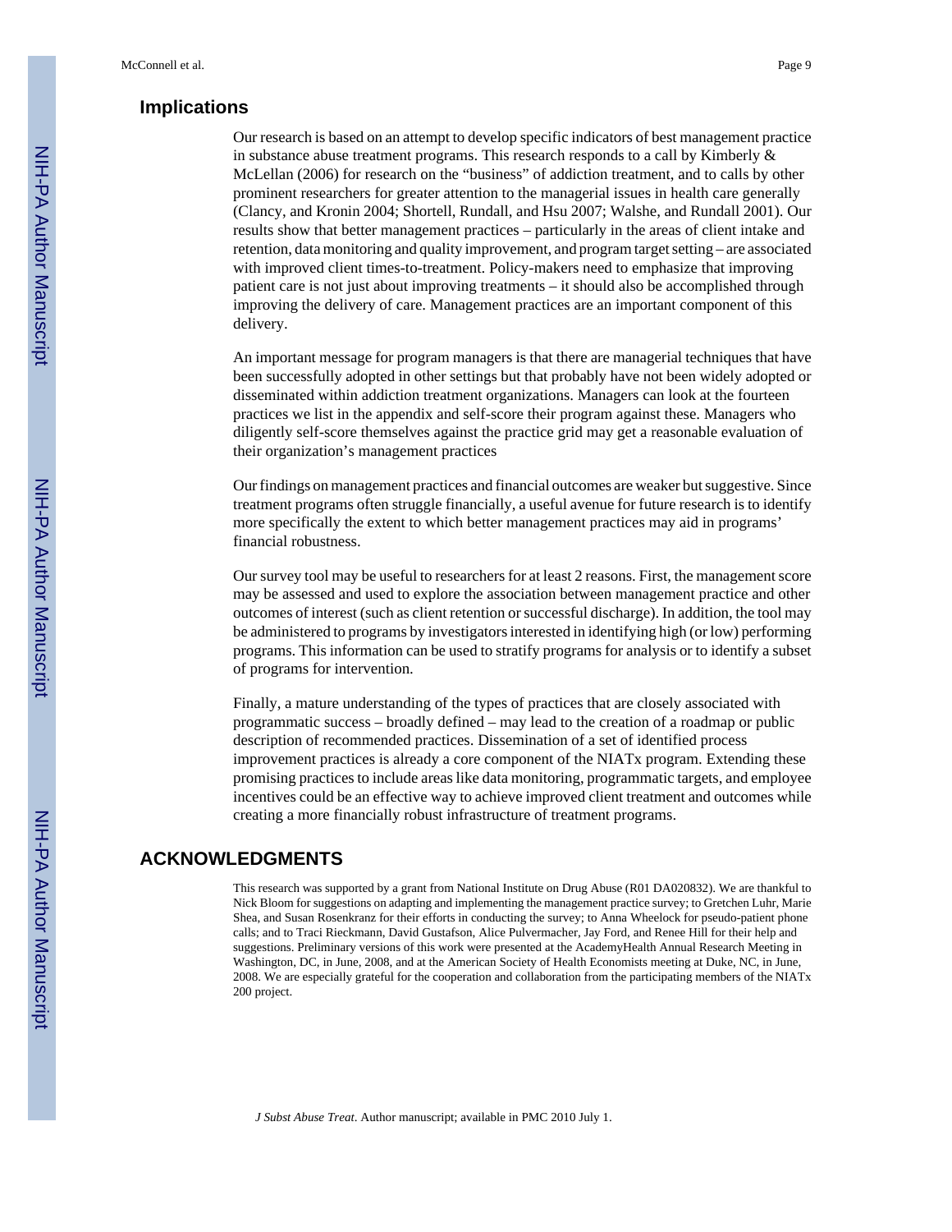## Implications

Our research is based on an attempt to develop specific indicators of best management practice in substance abuse treatment programs. This research responds to a call by Kimberly & McLellan (2006) for research on the "business" of addiction treatment, and to calls by other prominent researchers for greater attention to the managerial issues in health care generally (Clancy, and Kronin 2004; Shortell, Rundall, and Hsu 2007; Walshe, and Rundall 2001). Our results show that better management practices – particularly in the areas of client intake and retention, data monitoring and quality improvement, and program target setting – are associated with improved client times-to-treatment. Policy-makers need to emphasize that improving patient care is not just about improving treatments – it should also be accomplished through improving the delivery of care. Management practices are an important component of this delivery.

An important message for program managers is that there are managerial techniques that have been successfully adopted in other settings but that probably have not been widely adopted or disseminated within addiction treatment organizations. Managers can look at the fourteen practices we list in the appendix and self-score their program against these. Managers who diligently self-score themselves against the practice grid may get a reasonable evaluation of their organization's management practices

Our findings on management practices and financial outcomes are weaker but suggestive. Since treatment programs often struggle financially, a useful avenue for future research is to identify more specifically the extent to which better management practices may aid in programs' financial robustness.

Our survey tool may be useful to researchers for at least 2 reasons. First, the management score may be assessed and used to explore the association between management practice and other outcomes of interest (such as client retention or successful discharge). In addition, the tool may be administered to programs by investigators interested in identifying high (or low) performing programs. This information can be used to stratify programs for analysis or to identify a subset of programs for intervention.

Finally, a mature understanding of the types of practices that are closely associated with programmatic success – broadly defined – may lead to the creation of a roadmap or public description of recommended practices. Dissemination of a set of identified process improvement practices is already a core component of the NIATx program. Extending these promising practices to include areas like data monitoring, programmatic targets, and employee incentives could be an effective way to achieve improved client treatment and outcomes while creating a more financially robust infrastructure of treatment programs.

## ACKNOWLEDGMENTS

This research was supported by a grant from National Institute on Drug Abuse (R01 DA020832). We are thankful to Nick Bloom for suggestions on adapting and implementing the management practice survey; to Gretchen Luhr, Marie Shea, and Susan Rosenkranz for their efforts in conducting the survey; to Anna Wheelock for pseudo-patient phone calls; and to Traci Rieckmann, David Gustafson, Alice Pulvermacher, Jay Ford, and Renee Hill for their help and suggestions. Preliminary versions of this work were presented at the AcademyHealth Annual Research Meeting in Washington, DC, in June, 2008, and at the American Society of Health Economists meeting at Duke, NC, in June, 2008. We are especially grateful for the cooperation and collaboration from the participating members of the NIATx 200 project.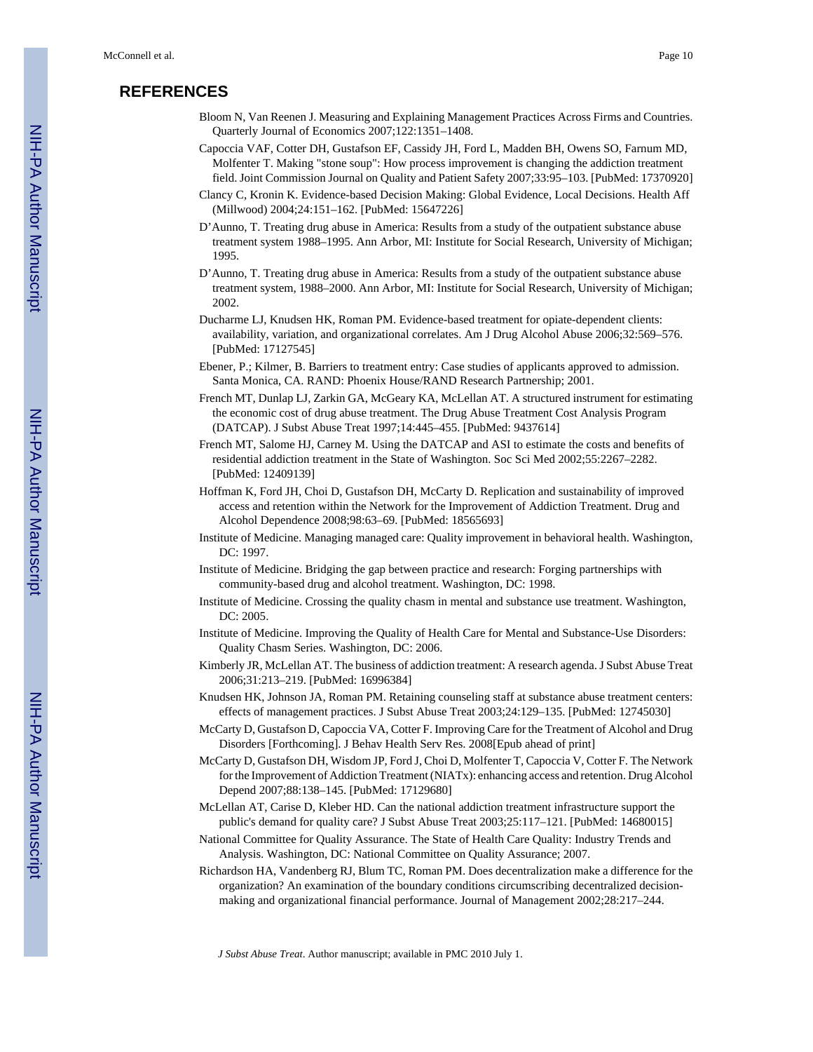# REFERENCES

Bloom N, Van Reenen J. Measuring and Explaining Management Practices Across Firms and Countries. Quarterly Journal of Economics 2007;122:1351–1408.

Capoccia VAF, Cotter DH, Gustafson EF, Cassidy JH, Ford L, Madden BH, Owens SO, Farnum MD, Molfenter T. Making "stone soup": How process improvement is changing the addiction treatment field. Joint Commission Journal on Quality and Patient Safety 2007;33:95–103. [PubMed: 17370920]

Clancy C, Kronin K. Evidence-based Decision Making: Global Evidence, Local Decisions. Health Aff (Millwood) 2004;24:151–162. [PubMed: 15647226]

D'Aunno, T. Treating drug abuse in America: Results from a study of the outpatient substance abuse treatment system 1988–1995. Ann Arbor, MI: Institute for Social Research, University of Michigan; 1995.

D'Aunno, T. Treating drug abuse in America: Results from a study of the outpatient substance abuse treatment system, 1988–2000. Ann Arbor, MI: Institute for Social Research, University of Michigan; 2002.

Ducharme LJ, Knudsen HK, Roman PM. Evidence-based treatment for opiate-dependent clients: availability, variation, and organizational correlates. Am J Drug Alcohol Abuse 2006;32:569–576. [PubMed: 17127545]

Ebener, P.; Kilmer, B. Barriers to treatment entry: Case studies of applicants approved to admission. Santa Monica, CA. RAND: Phoenix House/RAND Research Partnership; 2001.

French MT, Dunlap LJ, Zarkin GA, McGeary KA, McLellan AT. A structured instrument for estimating the economic cost of drug abuse treatment. The Drug Abuse Treatment Cost Analysis Program (DATCAP). J Subst Abuse Treat 1997;14:445–455. [PubMed: 9437614]

French MT, Salome HJ, Carney M. Using the DATCAP and ASI to estimate the costs and benefits of residential addiction treatment in the State of Washington. Soc Sci Med 2002;55:2267–2282. [PubMed: 12409139]

Hoffman K, Ford JH, Choi D, Gustafson DH, McCarty D. Replication and sustainability of improved access and retention within the Network for the Improvement of Addiction Treatment. Drug and Alcohol Dependence 2008;98:63–69. [PubMed: 18565693]

Institute of Medicine. Managing managed care: Quality improvement in behavioral health. Washington, DC: 1997.

Institute of Medicine. Bridging the gap between practice and research: Forging partnerships with community-based drug and alcohol treatment. Washington, DC: 1998.

Institute of Medicine. Crossing the quality chasm in mental and substance use treatment. Washington, DC: 2005.

Institute of Medicine. Improving the Quality of Health Care for Mental and Substance-Use Disorders: Quality Chasm Series. Washington, DC: 2006.

Kimberly JR, McLellan AT. The business of addiction treatment: A research agenda. J Subst Abuse Treat 2006;31:213–219. [PubMed: 16996384]

Knudsen HK, Johnson JA, Roman PM. Retaining counseling staff at substance abuse treatment centers: effects of management practices. J Subst Abuse Treat 2003;24:129–135. [PubMed: 12745030]

McCarty D, Gustafson D, Capoccia VA, Cotter F. Improving Care for the Treatment of Alcohol and Drug Disorders [Forthcoming]. J Behav Health Serv Res. 2008[Epub ahead of print]

McCarty D, Gustafson DH, Wisdom JP, Ford J, Choi D, Molfenter T, Capoccia V, Cotter F. The Network for the Improvement of Addiction Treatment (NIATx): enhancing access and retention. Drug Alcohol Depend 2007;88:138–145. [PubMed: 17129680]

McLellan AT, Carise D, Kleber HD. Can the national addiction treatment infrastructure support the public's demand for quality care? J Subst Abuse Treat 2003;25:117–121. [PubMed: 14680015]

National Committee for Quality Assurance. The State of Health Care Quality: Industry Trends and Analysis. Washington, DC: National Committee on Quality Assurance; 2007.

Richardson HA, Vandenberg RJ, Blum TC, Roman PM. Does decentralization make a difference for the organization? An examination of the boundary conditions circumscribing decentralized decision-making and organizational financial performance. Journal of Management 2002;28:217–244.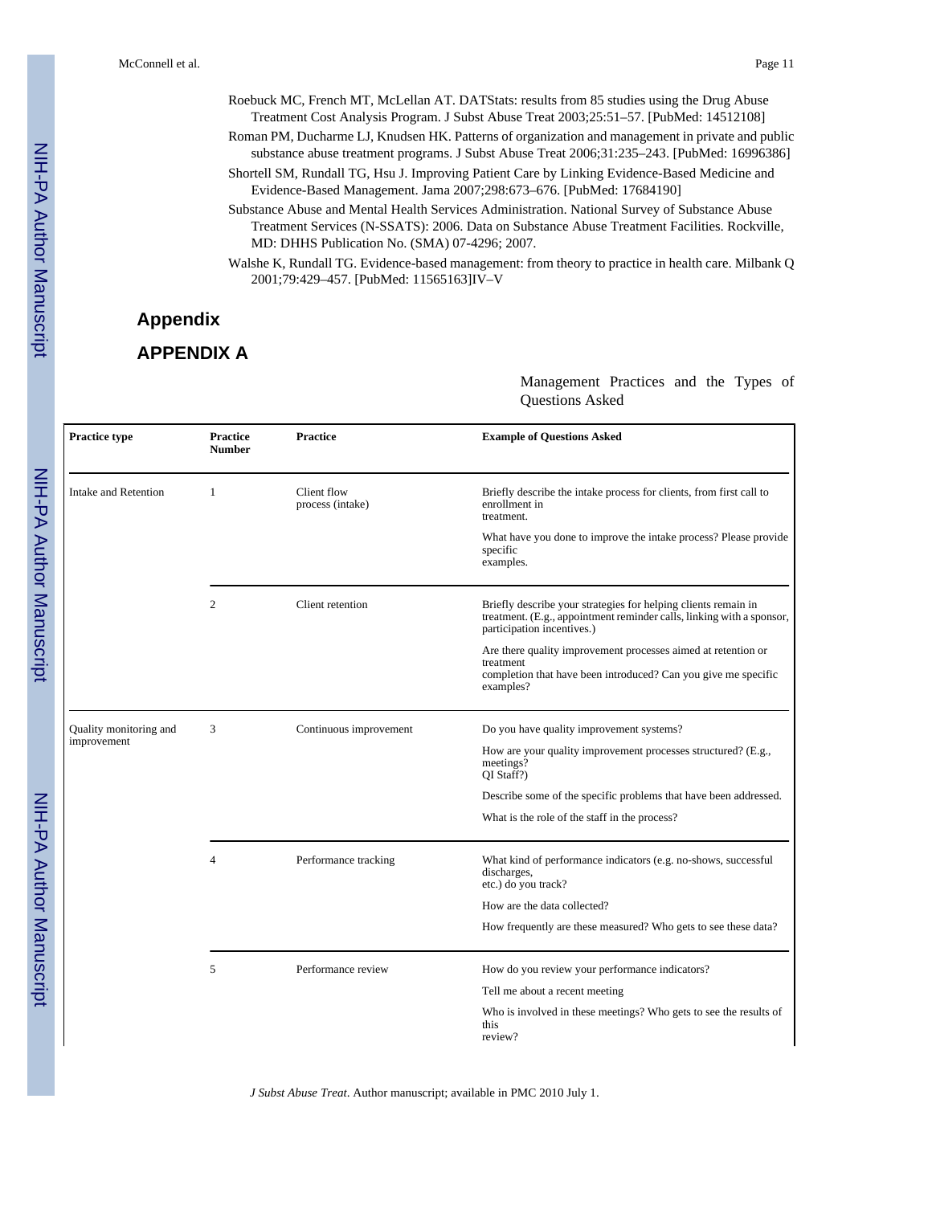Roebuck MC, French MT, McLellan AT. DATStats: results from 85 studies using the Drug Abuse Treatment Cost Analysis Program. J Subst Abuse Treat 2003;25:51–57. [PubMed: 14512108]

Roman PM, Ducharme LJ, Knudsen HK. Patterns of organization and management in private and public substance abuse treatment programs. J Subst Abuse Treat 2006;31:235–243. [PubMed: 16996386]

Shortell SM, Rundall TG, Hsu J. Improving Patient Care by Linking Evidence-Based Medicine and Evidence-Based Management. Jama 2007;298:673–676. [PubMed: 17684190]

Substance Abuse and Mental Health Services Administration. National Survey of Substance Abuse Treatment Services (N-SSATS): 2006. Data on Substance Abuse Treatment Facilities. Rockville, MD: DHHS Publication No. (SMA) 07-4296; 2007.

Walshe K, Rundall TG. Evidence-based management: from theory to practice in health care. Milbank Q 2001;79:429–457. [PubMed: 11565163]IV–V

# Appendix

## APPENDIX A

Management Practices and the Types of Questions Asked

| Practice type | Practice Number | Practice | Example of Questions Asked |
|---|---|---|---|
| Intake and Retention | 1 | Client flow process (intake) | Briefly describe the intake process for clients, from first call to enrollment in treatment.<br>What have you done to improve the intake process? Please provide specific examples. |
| | 2 | Client retention | Briefly describe your strategies for helping clients remain in treatment. (E.g., appointment reminder calls, linking with a sponsor, participation incentives.)<br>Are there quality improvement processes aimed at retention or treatment completion that have been introduced? Can you give me specific examples? |
| Quality monitoring and improvement | 3 | Continuous improvement | Do you have quality improvement systems?<br>How are your quality improvement processes structured? (E.g., meetings? QI Staff?)<br>Describe some of the specific problems that have been addressed.<br>What is the role of the staff in the process? |
| | 4 | Performance tracking | What kind of performance indicators (e.g. no-shows, successful discharges, etc.) do you track?<br>How are the data collected?<br>How frequently are these measured? Who gets to see these data? |
| | 5 | Performance review | How do you review your performance indicators?<br>Tell me about a recent meeting<br>Who is involved in these meetings? Who gets to see the results of this review? |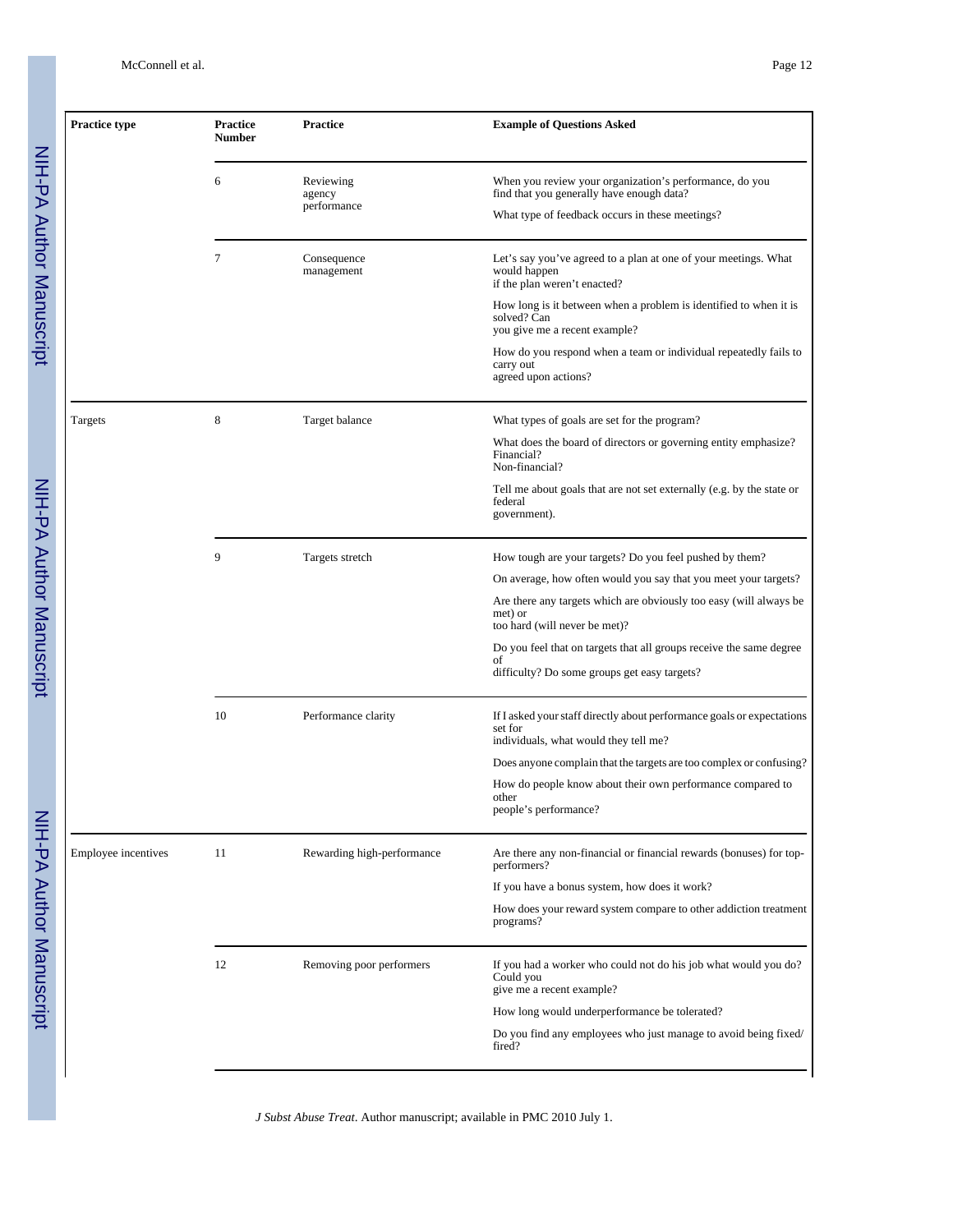| Practice type | Practice Number | Practice | Example of Questions Asked |
|---|---|---|---|
| | 6 | Reviewing agency performance | When you review your organization's performance, do you find that you generally have enough data?<br>What type of feedback occurs in these meetings? |
| | 7 | Consequence management | Let's say you've agreed to a plan at one of your meetings. What would happen if the plan weren't enacted?<br>How long is it between when a problem is identified to when it is solved? Can you give me a recent example?<br>How do you respond when a team or individual repeatedly fails to carry out agreed upon actions? |
| Targets | 8 | Target balance | What types of goals are set for the program?<br>What does the board of directors or governing entity emphasize? Financial? Non-financial?<br>Tell me about goals that are not set externally (e.g. by the state or federal government). |
| | 9 | Targets stretch | How tough are your targets? Do you feel pushed by them?<br>On average, how often would you say that you meet your targets?<br>Are there any targets which are obviously too easy (will always be met) or too hard (will never be met)?<br>Do you feel that on targets that all groups receive the same degree of difficulty? Do some groups get easy targets? |
| | 10 | Performance clarity | If I asked your staff directly about performance goals or expectations set for individuals, what would they tell me?<br>Does anyone complain that the targets are too complex or confusing?<br>How do people know about their own performance compared to other people's performance? |
| Employee incentives | 11 | Rewarding high-performance | Are there any non-financial or financial rewards (bonuses) for top-performers?<br>If you have a bonus system, how does it work?<br>How does your reward system compare to other addiction treatment programs? |
| | 12 | Removing poor performers | If you had a worker who could not do his job what would you do? Could you give me a recent example?<br>How long would underperformance be tolerated?<br>Do you find any employees who just manage to avoid being fixed/fired? |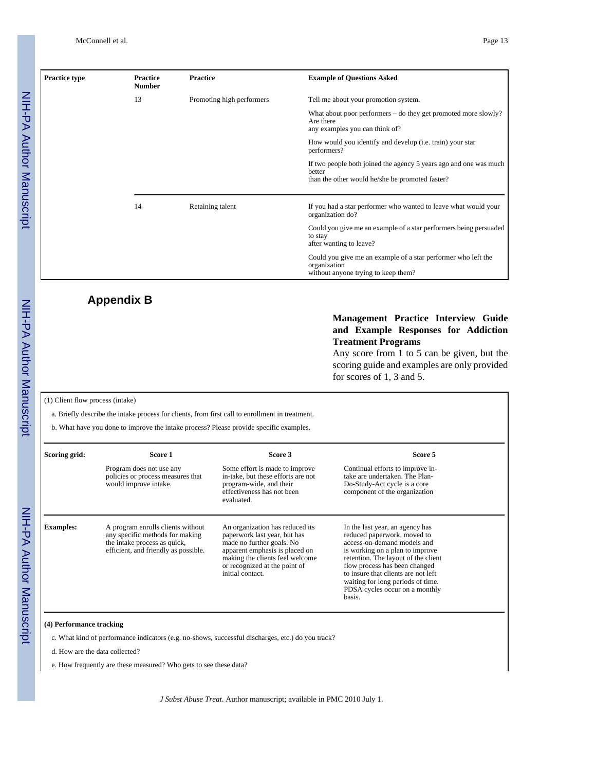| Practice type | Practice Number | Practice | Example of Questions Asked |
|---|---|---|---|
| | 13 | Promoting high performers | Tell me about your promotion system.<br>What about poor performers – do they get promoted more slowly? Are there any examples you can think of?<br>How would you identify and develop (i.e. train) your star performers?<br>If two people both joined the agency 5 years ago and one was much better than the other would he/she be promoted faster? |
| | 14 | Retaining talent | If you had a star performer who wanted to leave what would your organization do?<br>Could you give me an example of a star performers being persuaded to stay after wanting to leave?<br>Could you give me an example of a star performer who left the organization without anyone trying to keep them? |

## Appendix B

**Management Practice Interview Guide and Example Responses for Addiction Treatment Programs**

Any score from 1 to 5 can be given, but the scoring guide and examples are only provided for scores of 1, 3 and 5.

(1) Client flow process (intake)

a. Briefly describe the intake process for clients, from first call to enrollment in treatment.

b. What have you done to improve the intake process? Please provide specific examples.

| | Score 1 | Score 3 | Score 5 |
|---|---|---|---|
| **Scoring grid:** | Program does not use any policies or process measures that would improve intake. | Some effort is made to improve in-take, but these efforts are not program-wide, and their effectiveness has not been evaluated. | Continual efforts to improve in-take are undertaken. The Plan-Do-Study-Act cycle is a core component of the organization |
| **Examples:** | A program enrolls clients without any specific methods for making the intake process as quick, efficient, and friendly as possible. | An organization has reduced its paperwork last year, but has made no further goals. No apparent emphasis is placed on making the clients feel welcome or recognized at the point of initial contact. | In the last year, an agency has reduced paperwork, moved to access-on-demand models and is working on a plan to improve retention. The layout of the client flow process has been changed to insure that clients are not left waiting for long periods of time. PDSA cycles occur on a monthly basis. |

**(4) Performance tracking**

c. What kind of performance indicators (e.g. no-shows, successful discharges, etc.) do you track?

d. How are the data collected?

e. How frequently are these measured? Who gets to see these data?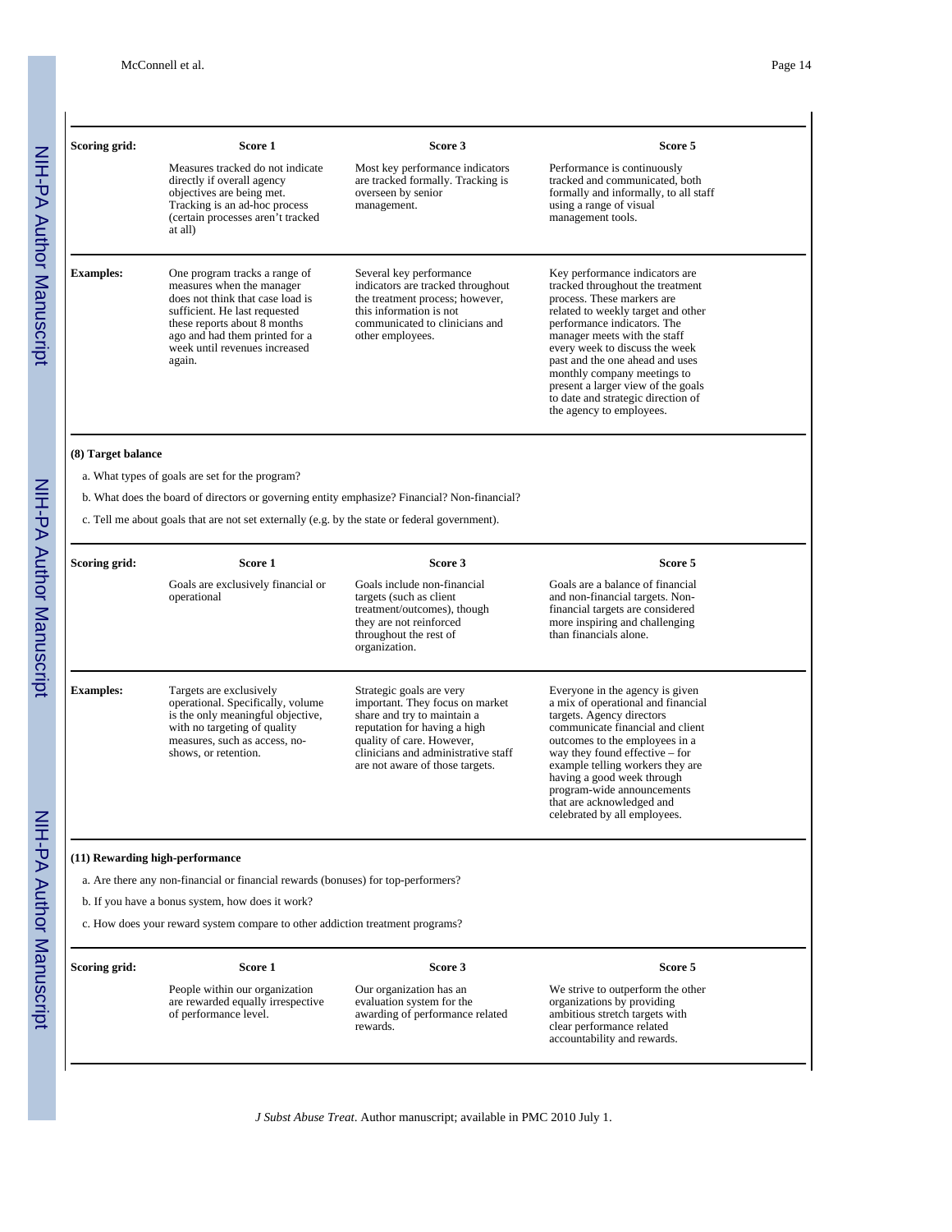| Scoring grid: | Score 1 | Score 3 | Score 5 |
|---|---|---|---|
| | Measures tracked do not indicate directly if overall agency objectives are being met. Tracking is an ad-hoc process (certain processes aren't tracked at all) | Most key performance indicators are tracked formally. Tracking is overseen by senior management. | Performance is continuously tracked and communicated, both formally and informally, to all staff using a range of visual management tools. |
| **Examples:** | One program tracks a range of measures when the manager does not think that case load is sufficient. He last requested these reports about 8 months ago and had them printed for a week until revenues increased again. | Several key performance indicators are tracked throughout the treatment process; however, this information is not communicated to clinicians and other employees. | Key performance indicators are tracked throughout the treatment process. These markers are related to weekly target and other performance indicators. The manager meets with the staff every week to discuss the week past and the one ahead and uses monthly company meetings to present a larger view of the goals to date and strategic direction of the agency to employees. |

**(8) Target balance**

a. What types of goals are set for the program?

b. What does the board of directors or governing entity emphasize? Financial? Non-financial?

c. Tell me about goals that are not set externally (e.g. by the state or federal government).

| Scoring grid: | Score 1 | Score 3 | Score 5 |
|---|---|---|---|
| | Goals are exclusively financial or operational | Goals include non-financial targets (such as client treatment/outcomes), though they are not reinforced throughout the rest of organization. | Goals are a balance of financial and non-financial targets. Non-financial targets are considered more inspiring and challenging than financials alone. |
| **Examples:** | Targets are exclusively operational. Specifically, volume is the only meaningful objective, with no targeting of quality measures, such as access, no-shows, or retention. | Strategic goals are very important. They focus on market share and try to maintain a reputation for having a high quality of care. However, clinicians and administrative staff are not aware of those targets. | Everyone in the agency is given a mix of operational and financial targets. Agency directors communicate financial and client outcomes to the employees in a way they found effective – for example telling workers they are having a good week through program-wide announcements that are acknowledged and celebrated by all employees. |

**(11) Rewarding high-performance**

a. Are there any non-financial or financial rewards (bonuses) for top-performers?

b. If you have a bonus system, how does it work?

c. How does your reward system compare to other addiction treatment programs?

| Scoring grid: | Score 1 | Score 3 | Score 5 |
|---|---|---|---|
| | People within our organization are rewarded equally irrespective of performance level. | Our organization has an evaluation system for the awarding of performance related rewards. | We strive to outperform the other organizations by providing ambitious stretch targets with clear performance related accountability and rewards. |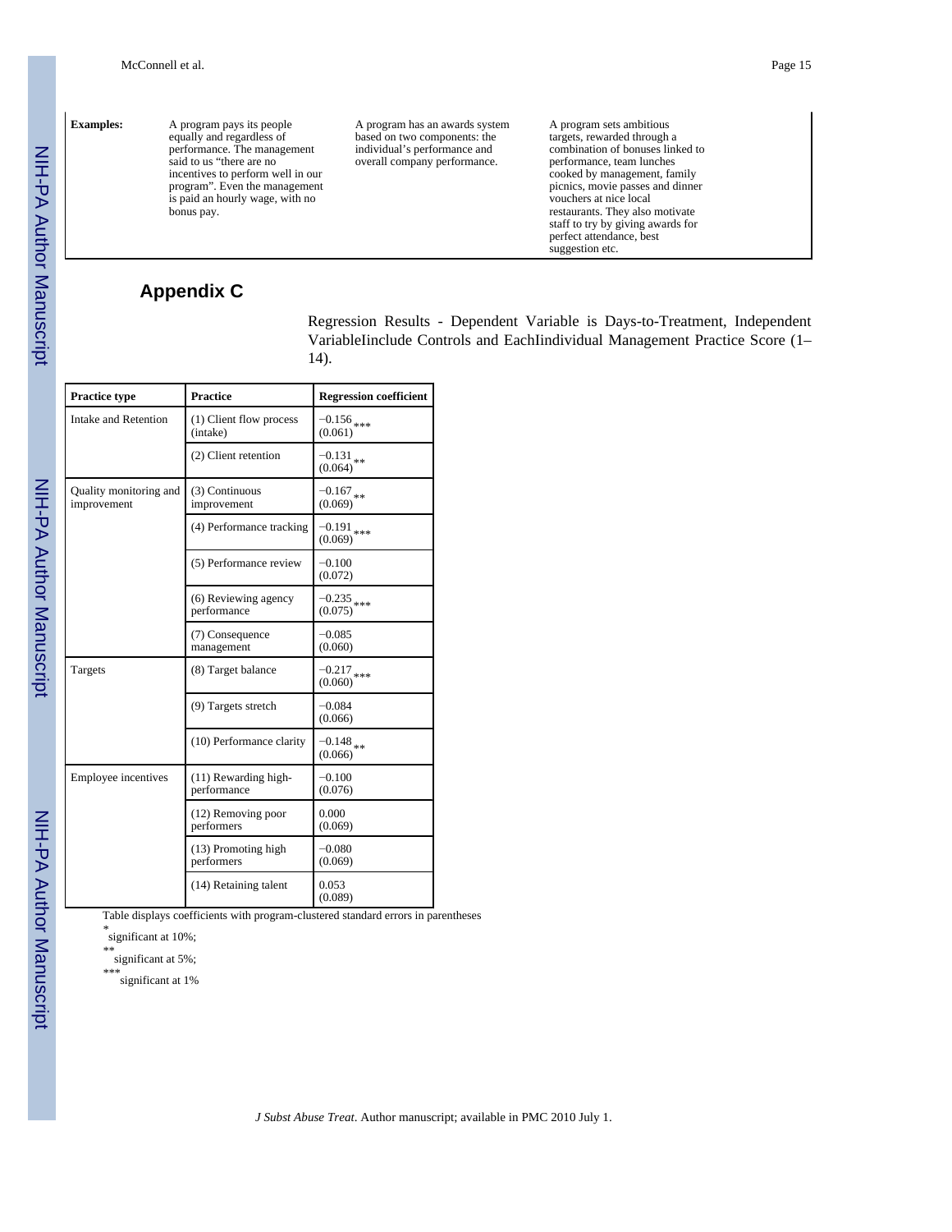| Examples: | A program pays its people equally and regardless of performance. The management said to us "there are no incentives to perform well in our program". Even the management is paid an hourly wage, with no bonus pay. | A program has an awards system based on two components: the individual's performance and overall company performance. | A program sets ambitious targets, rewarded through a combination of bonuses linked to performance, team lunches cooked by management, family picnics, movie passes and dinner vouchers at nice local restaurants. They also motivate staff to try by giving awards for perfect attendance, best suggestion etc. |
|---|---|---|---|

## Appendix C

Regression Results - Dependent Variable is Days-to-Treatment, Independent VariableIinclude Controls and EachIindividual Management Practice Score (1–14).

| Practice type | Practice | Regression coefficient |
|---|---|---|
| Intake and Retention | (1) Client flow process (intake) | −0.156*** (0.061) |
| | (2) Client retention | −0.131** (0.064) |
| Quality monitoring and improvement | (3) Continuous improvement | −0.167** (0.069) |
| | (4) Performance tracking | −0.191*** (0.069) |
| | (5) Performance review | −0.100 (0.072) |
| | (6) Reviewing agency performance | −0.235*** (0.075) |
| | (7) Consequence management | −0.085 (0.060) |
| Targets | (8) Target balance | −0.217*** (0.060) |
| | (9) Targets stretch | −0.084 (0.066) |
| | (10) Performance clarity | −0.148** (0.066) |
| Employee incentives | (11) Rewarding high-performance | −0.100 (0.076) |
| | (12) Removing poor performers | 0.000 (0.069) |
| | (13) Promoting high performers | −0.080 (0.069) |
| | (14) Retaining talent | 0.053 (0.089) |

Table displays coefficients with program-clustered standard errors in parentheses

* significant at 10%;

** significant at 5%;

*** significant at 1%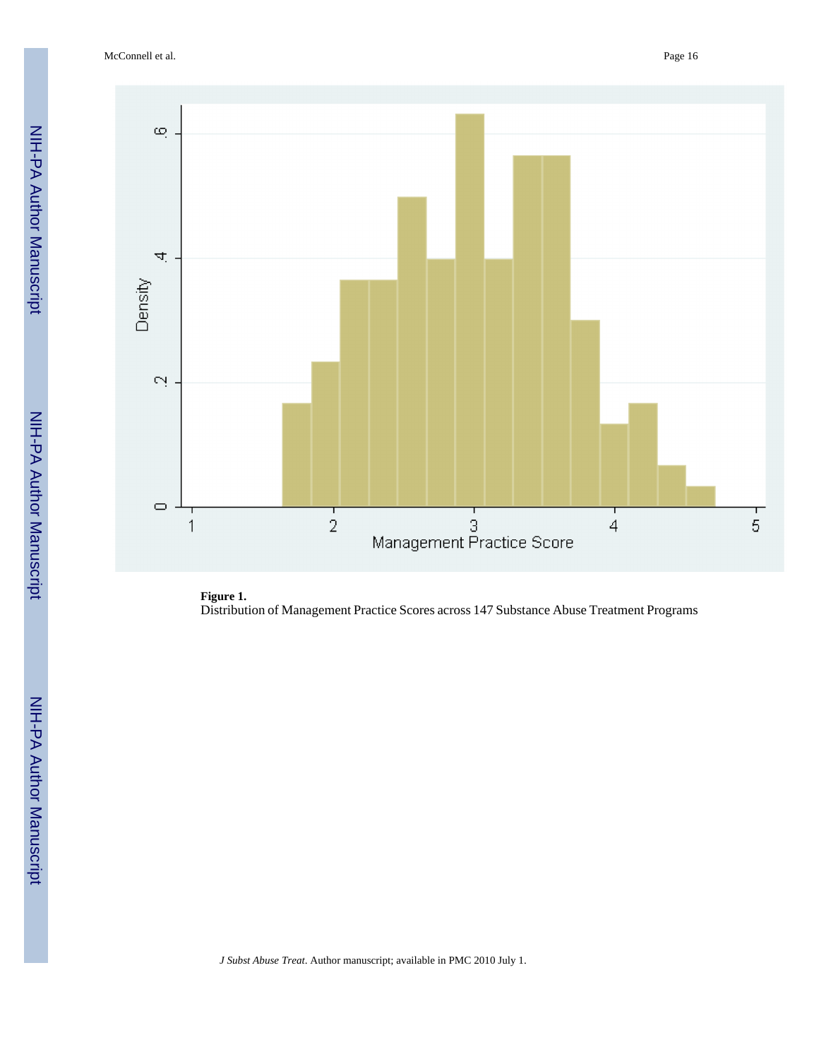**Figure 1.**

Distribution of Management Practice Scores across 147 Substance Abuse Treatment Programs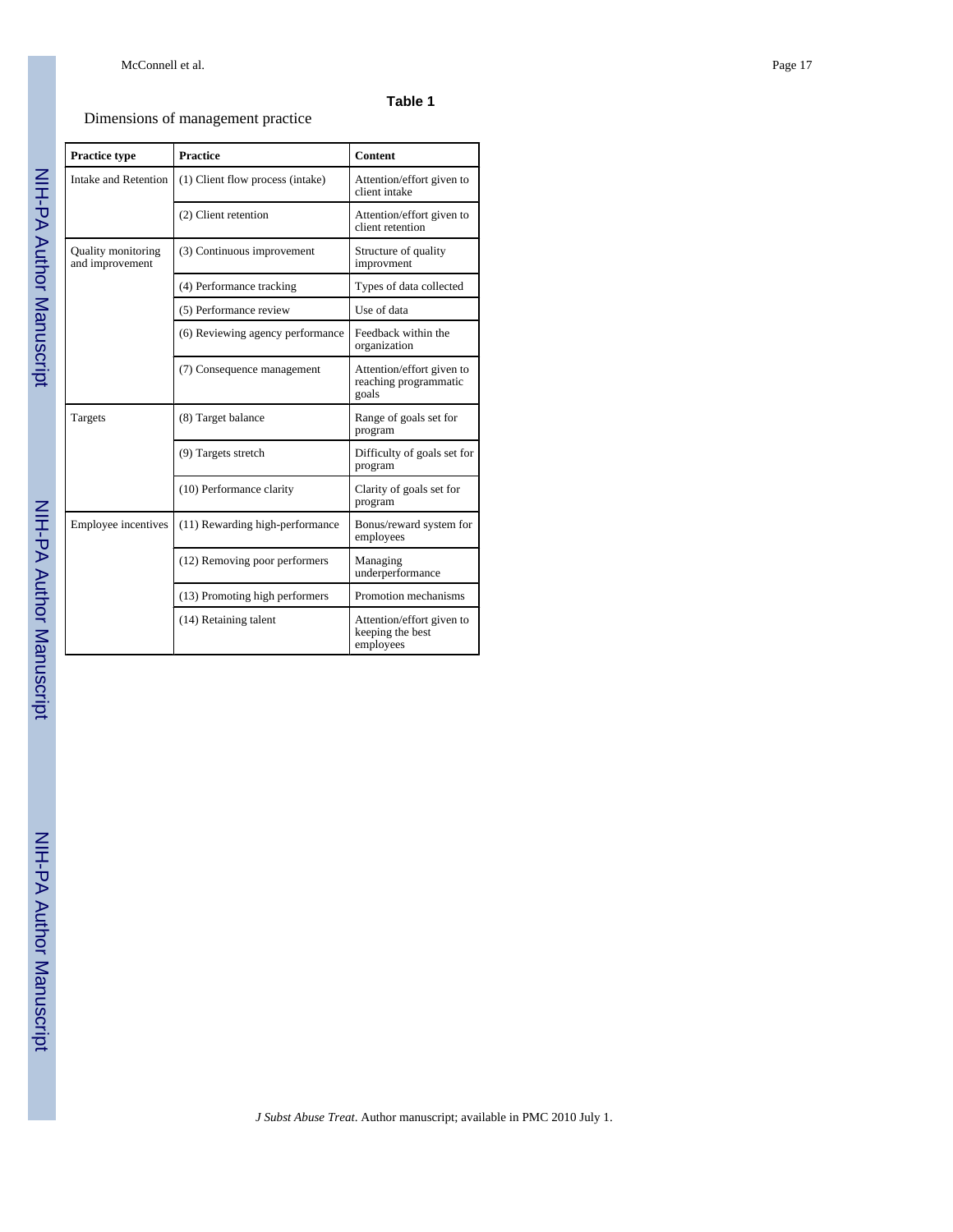**Table 1**

Dimensions of management practice

| Practice type | Practice | Content |
|---|---|---|
| Intake and Retention | (1) Client flow process (intake) | Attention/effort given to client intake |
| | (2) Client retention | Attention/effort given to client retention |
| Quality monitoring and improvement | (3) Continuous improvement | Structure of quality improvment |
| | (4) Performance tracking | Types of data collected |
| | (5) Performance review | Use of data |
| | (6) Reviewing agency performance | Feedback within the organization |
| | (7) Consequence management | Attention/effort given to reaching programmatic goals |
| Targets | (8) Target balance | Range of goals set for program |
| | (9) Targets stretch | Difficulty of goals set for program |
| | (10) Performance clarity | Clarity of goals set for program |
| Employee incentives | (11) Rewarding high-performance | Bonus/reward system for employees |
| | (12) Removing poor performers | Managing underperformance |
| | (13) Promoting high performers | Promotion mechanisms |
| | (14) Retaining talent | Attention/effort given to keeping the best employees |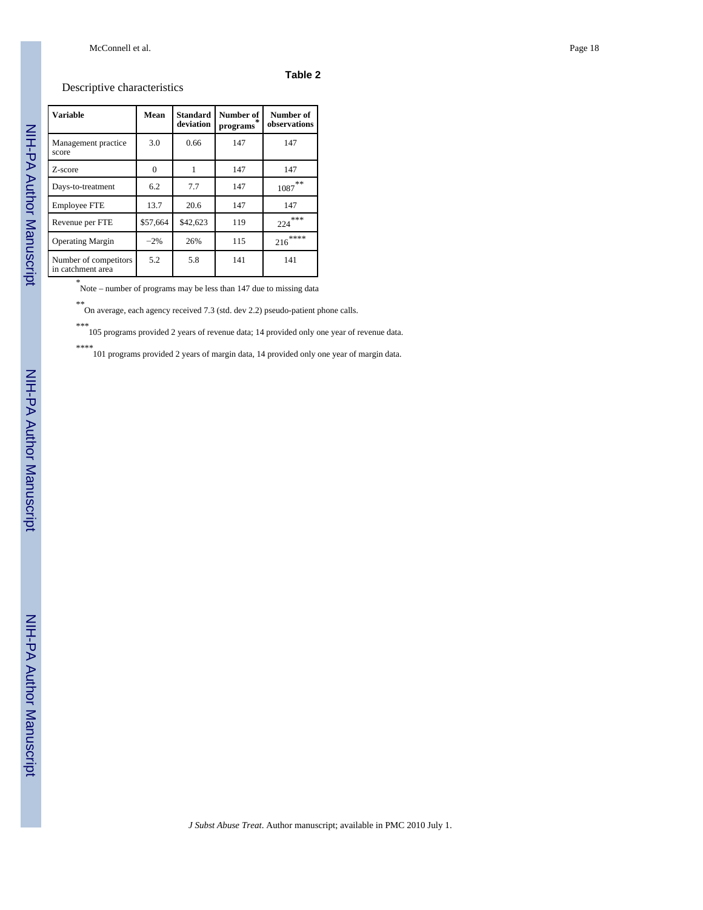## Table 2

Descriptive characteristics

| Variable | Mean | Standard deviation | Number of programs* | Number of observations |
|---|---|---|---|---|
| Management practice score | 3.0 | 0.66 | 147 | 147 |
| Z-score | 0 | 1 | 147 | 147 |
| Days-to-treatment | 6.2 | 7.7 | 147 | 1087** |
| Employee FTE | 13.7 | 20.6 | 147 | 147 |
| Revenue per FTE | $57,664 | $42,623 | 119 | 224*** |
| Operating Margin | −2% | 26% | 115 | 216**** |
| Number of competitors in catchment area | 5.2 | 5.8 | 141 | 141 |

* Note – number of programs may be less than 147 due to missing data

** On average, each agency received 7.3 (std. dev 2.2) pseudo-patient phone calls.

*** 105 programs provided 2 years of revenue data; 14 provided only one year of revenue data.

**** 101 programs provided 2 years of margin data, 14 provided only one year of margin data.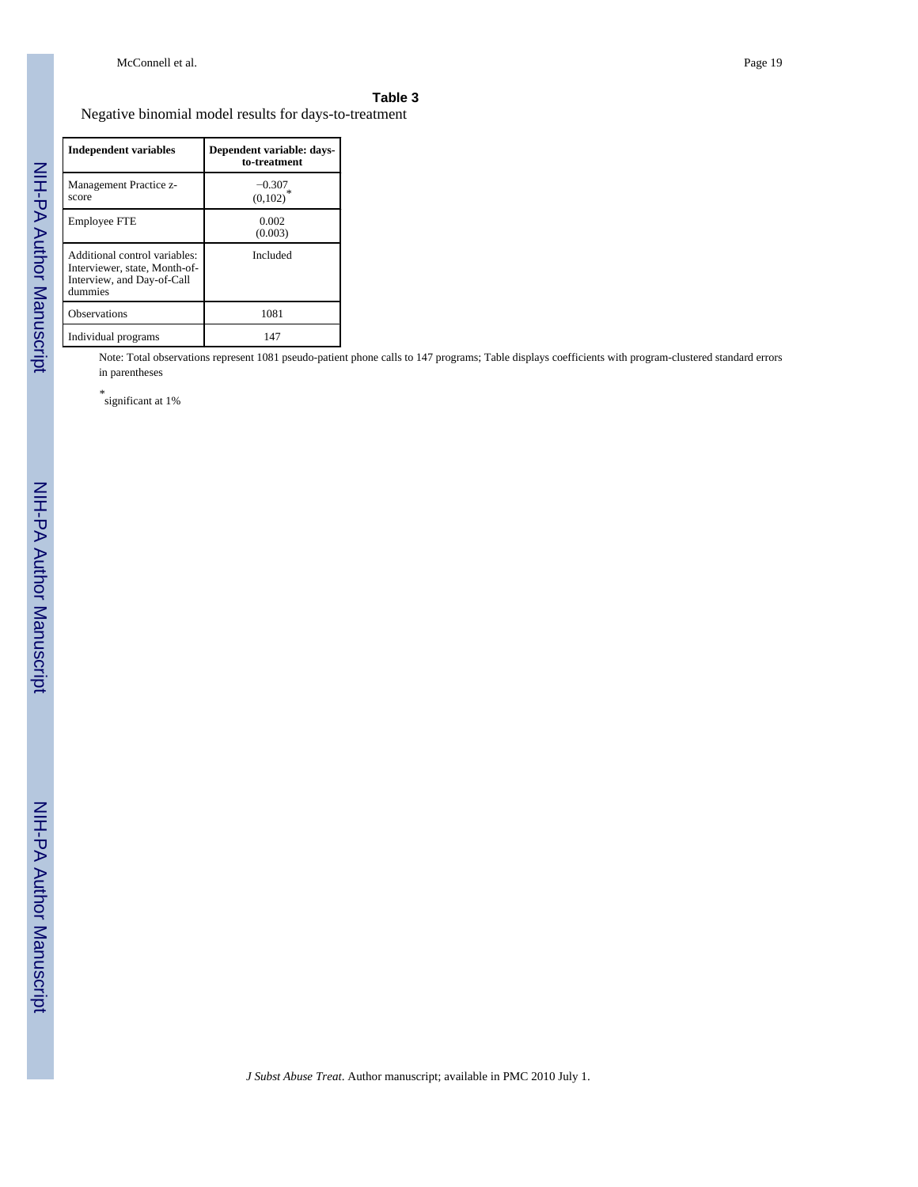**Table 3**

Negative binomial model results for days-to-treatment

| Independent variables | Dependent variable: days-to-treatment |
|---|---|
| Management Practice z-score | −0.307 (0,102)* |
| Employee FTE | 0.002 (0.003) |
| Additional control variables: Interviewer, state, Month-of-Interview, and Day-of-Call dummies | Included |
| Observations | 1081 |
| Individual programs | 147 |

Note: Total observations represent 1081 pseudo-patient phone calls to 147 programs; Table displays coefficients with program-clustered standard errors in parentheses

*significant at 1%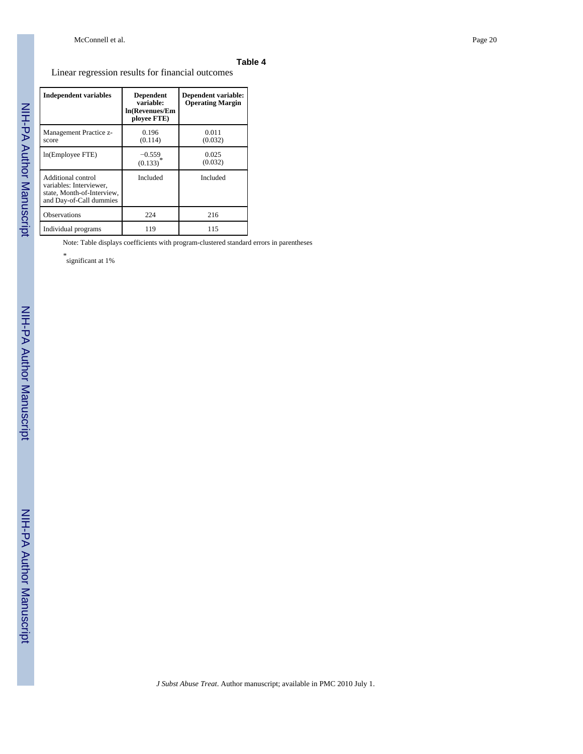**Table 4**

Linear regression results for financial outcomes

| Independent variables | Dependent variable: ln(Revenues/Employee FTE) | Dependent variable: Operating Margin |
|---|---|---|
| Management Practice z-score | 0.196 (0.114) | 0.011 (0.032) |
| ln(Employee FTE) | −0.559 (0.133)* | 0.025 (0.032) |
| Additional control variables: Interviewer, state, Month-of-Interview, and Day-of-Call dummies | Included | Included |
| Observations | 224 | 216 |
| Individual programs | 119 | 115 |

Note: Table displays coefficients with program-clustered standard errors in parentheses

* significant at 1%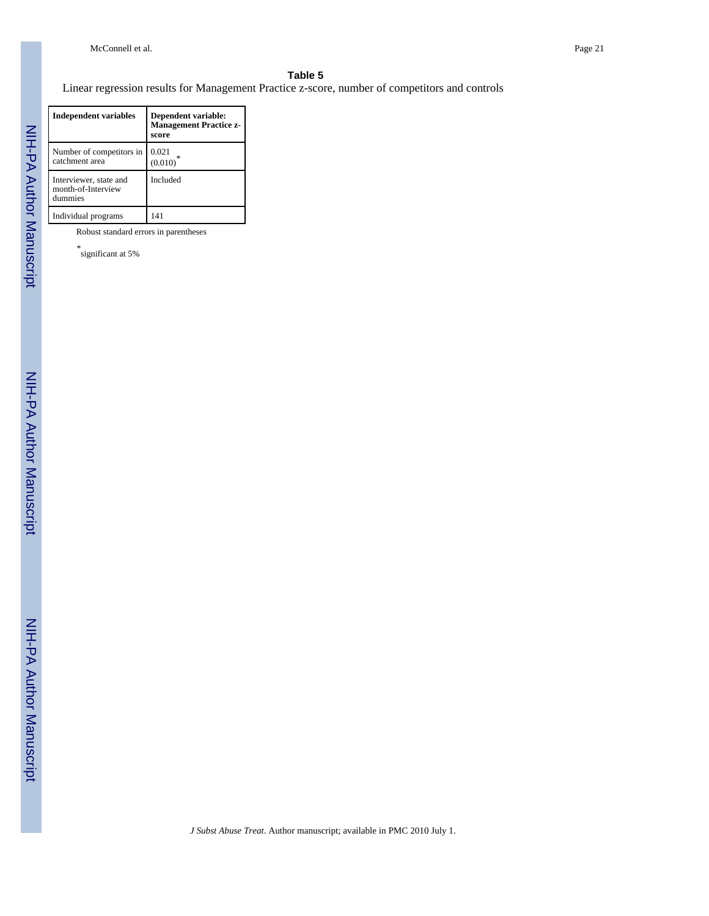## Table 5

Linear regression results for Management Practice z-score, number of competitors and controls

| Independent variables | Dependent variable: Management Practice z-score |
|---|---|
| Number of competitors in catchment area | 0.021 (0.010)* |
| Interviewer, state and month-of-Interview dummies | Included |
| Individual programs | 141 |

Robust standard errors in parentheses

*significant at 5%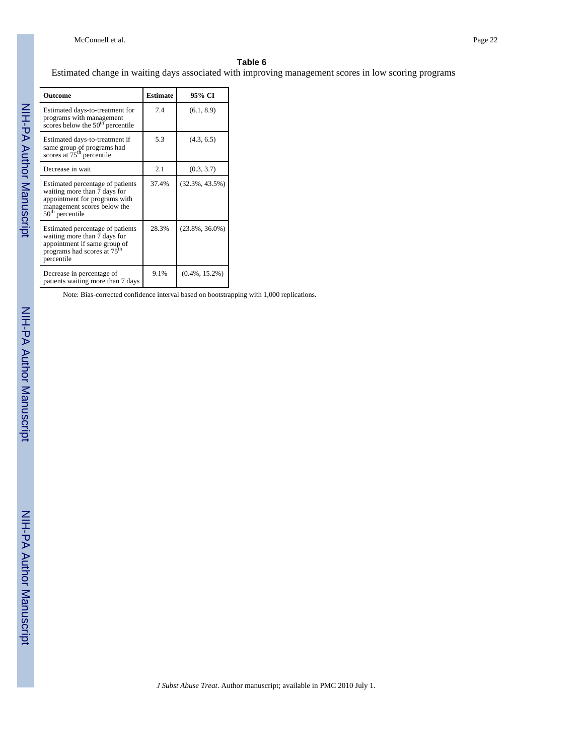**Table 6**

Estimated change in waiting days associated with improving management scores in low scoring programs

| Outcome | Estimate | 95% CI |
|---|---|---|
| Estimated days-to-treatment for programs with management scores below the 50th percentile | 7.4 | (6.1, 8.9) |
| Estimated days-to-treatment if same group of programs had scores at 75th percentile | 5.3 | (4.3, 6.5) |
| Decrease in wait | 2.1 | (0.3, 3.7) |
| Estimated percentage of patients waiting more than 7 days for appointment for programs with management scores below the 50th percentile | 37.4% | (32.3%, 43.5%) |
| Estimated percentage of patients waiting more than 7 days for appointment if same group of programs had scores at 75th percentile | 28.3% | (23.8%, 36.0%) |
| Decrease in percentage of patients waiting more than 7 days | 9.1% | (0.4%, 15.2%) |

Note: Bias-corrected confidence interval based on bootstrapping with 1,000 replications.